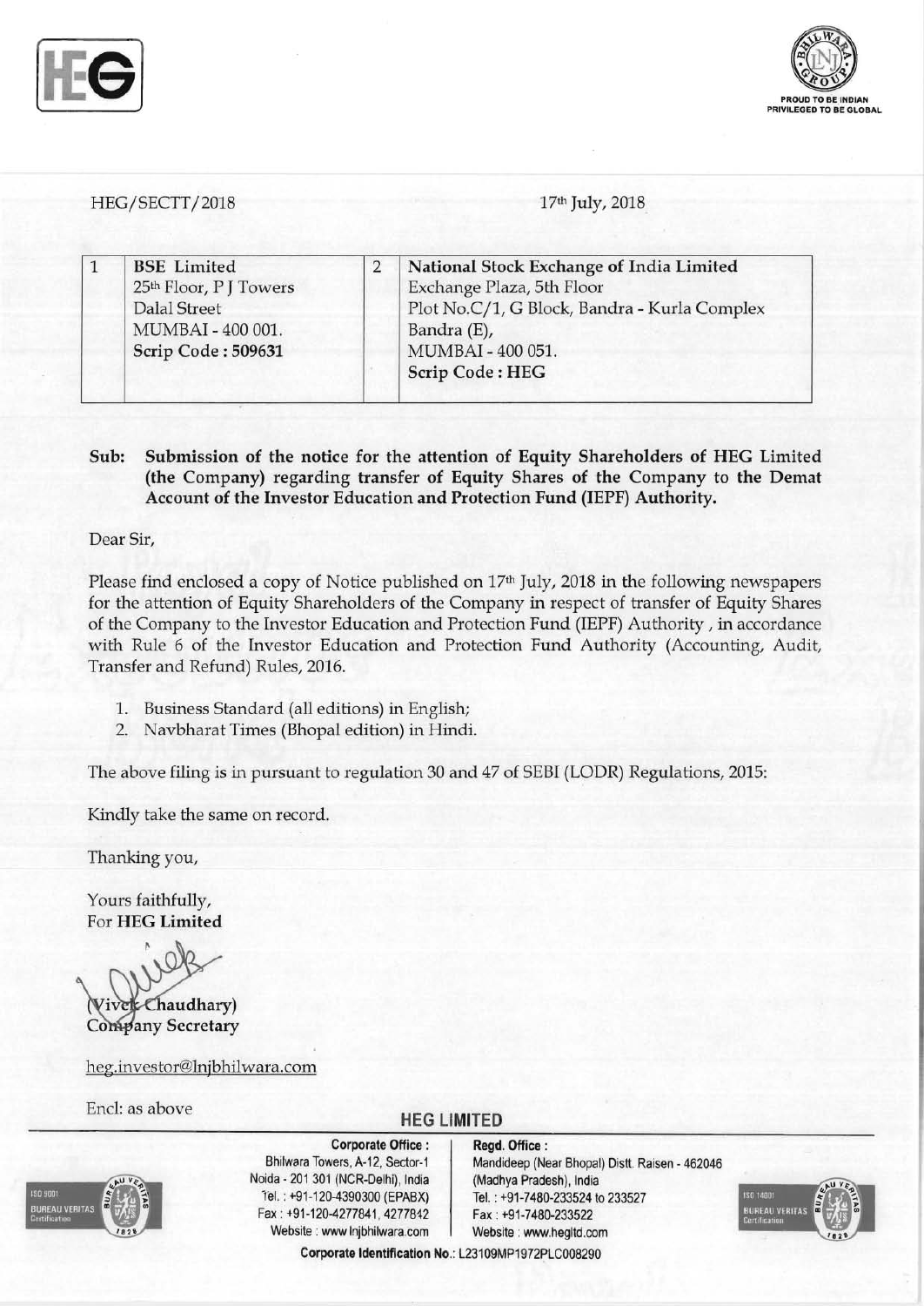HEG/SECTT/2018

17th July, 2018

| 1 | **BSE Limited**<br>25th Floor, P J Towers<br>Dalal Street<br>MUMBAI - 400 001.<br>**Scrip Code : 509631** | 2 | **National Stock Exchange of India Limited**<br>Exchange Plaza, 5th Floor<br>Plot No.C/1, G Block, Bandra - Kurla Complex<br>Bandra (E),<br>MUMBAI - 400 051.<br>**Scrip Code : HEG** |
|---|---|---|---|

**Sub: Submission of the notice for the attention of Equity Shareholders of HEG Limited (the Company) regarding transfer of Equity Shares of the Company to the Demat Account of the Investor Education and Protection Fund (IEPF) Authority.**

Dear Sir,

Please find enclosed a copy of Notice published on 17th July, 2018 in the following newspapers for the attention of Equity Shareholders of the Company in respect of transfer of Equity Shares of the Company to the Investor Education and Protection Fund (IEPF) Authority , in accordance with Rule 6 of the Investor Education and Protection Fund Authority (Accounting, Audit, Transfer and Refund) Rules, 2016.

1. Business Standard (all editions) in English;
2. Navbharat Times (Bhopal edition) in Hindi.

The above filing is in pursuant to regulation 30 and 47 of SEBI (LODR) Regulations, 2015:

Kindly take the same on record.

Thanking you,

Yours faithfully,
For **HEG Limited**

**(Vivek Chaudhary)**
**Company Secretary**

heg.investor@lnjbhilwara.com

Encl: as above

**HEG LIMITED**

**Corporate Office :**
Bhilwara Towers, A-12, Sector-1
Noida - 201 301 (NCR-Delhi), India
Tel. : +91-120-4390300 (EPABX)
Fax : +91-120-4277841, 4277842
Website : www.lnjbhilwara.com

**Regd. Office :**
Mandideep (Near Bhopal) Distt. Raisen - 462046
(Madhya Pradesh), India
Tel. : +91-7480-233524 to 233527
Fax : +91-7480-233522
Website : www.hegltd.com

**Corporate Identification No.: L23109MP1972PLC008290**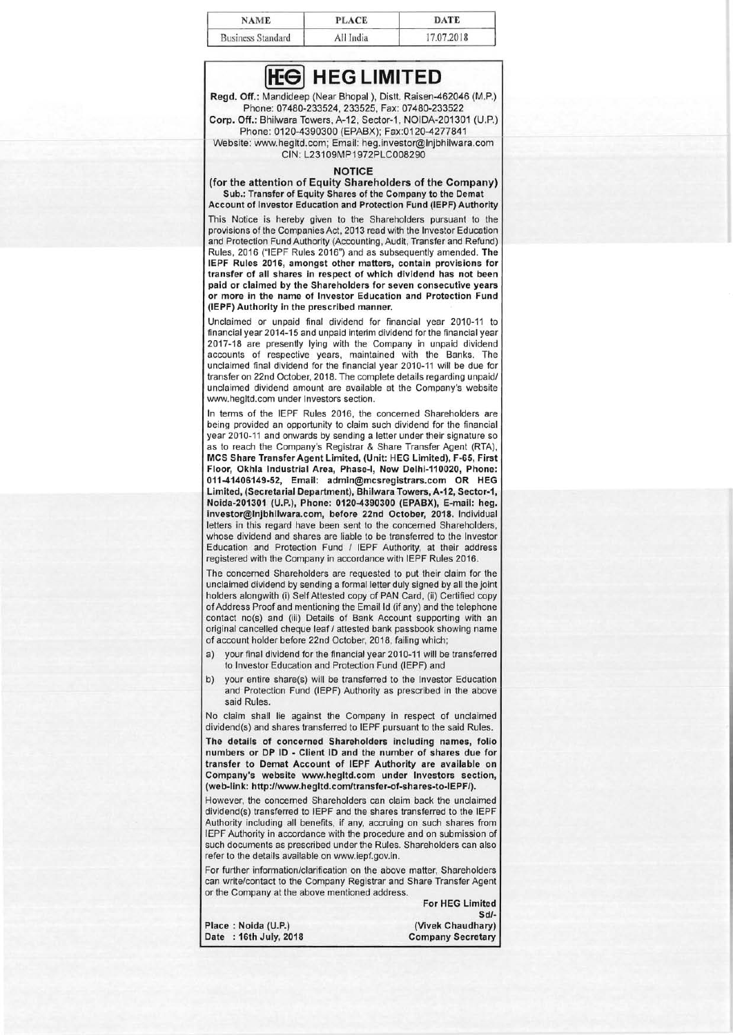| NAME | PLACE | DATE |
|---|---|---|
| Business Standard | All India | 17.07.2018 |

# HEG LIMITED

**Regd. Off.:** Mandideep (Near Bhopal ), Distt. Raisen-462046 (M.P.)
Phone: 07480-233524, 233525, Fax: 07480-233522
**Corp. Off.:** Bhilwara Towers, A-12, Sector-1, NOIDA-201301 (U.P.)
Phone: 0120-4390300 (EPABX); Fax:0120-4277841
Website: www.hegltd.com; Email: heg.investor@lnjbhilwara.com
CIN: L23109MP1972PLC008290

## NOTICE

**(for the attention of Equity Shareholders of the Company)**
**Sub.: Transfer of Equity Shares of the Company to the Demat Account of Investor Education and Protection Fund (IEPF) Authority**

This Notice is hereby given to the Shareholders pursuant to the provisions of the Companies Act, 2013 read with the Investor Education and Protection Fund Authority (Accounting, Audit, Transfer and Refund) Rules, 2016 ("IEPF Rules 2016") and as subsequently amended. **The IEPF Rules 2016, amongst other matters, contain provisions for transfer of all shares in respect of which dividend has not been paid or claimed by the Shareholders for seven consecutive years or more in the name of Investor Education and Protection Fund (IEPF) Authority in the prescribed manner.**

Unclaimed or unpaid final dividend for financial year 2010-11 to financial year 2014-15 and unpaid interim dividend for the financial year 2017-18 are presently lying with the Company in unpaid dividend accounts of respective years, maintained with the Banks. The unclaimed final dividend for the financial year 2010-11 will be due for transfer on 22nd October, 2018. The complete details regarding unpaid/ unclaimed dividend amount are available at the Company's website www.hegltd.com under Investors section.

In terms of the IEPF Rules 2016, the concerned Shareholders are being provided an opportunity to claim such dividend for the financial year 2010-11 and onwards by sending a letter under their signature so as to reach the Company's Registrar & Share Transfer Agent (RTA), **MCS Share Transfer Agent Limited, (Unit: HEG Limited), F-65, First Floor, Okhla Industrial Area, Phase-I, New Delhi-110020, Phone: 011-41406149-52, Email: admin@mcsregistrars.com OR HEG Limited, (Secretarial Department), Bhilwara Towers, A-12, Sector-1, Noida-201301 (U.P.), Phone: 0120-4390300 (EPABX), E-mail: heg.investor@lnjbhilwara.com, before 22nd October, 2018.** Individual letters in this regard have been sent to the concerned Shareholders, whose dividend and shares are liable to be transferred to the Investor Education and Protection Fund / IEPF Authority, at their address registered with the Company in accordance with IEPF Rules 2016.

The concerned Shareholders are requested to put their claim for the unclaimed dividend by sending a formal letter duly signed by all the joint holders alongwith (i) Self Attested copy of PAN Card, (ii) Certified copy of Address Proof and mentioning the Email Id (if any) and the telephone contact no(s) and (iii) Details of Bank Account supporting with an original cancelled cheque leaf / attested bank passbook showing name of account holder before 22nd October, 2018, failing which;

a) your final dividend for the financial year 2010-11 will be transferred to Investor Education and Protection Fund (IEPF) and

b) your entire share(s) will be transferred to the Investor Education and Protection Fund (IEPF) Authority as prescribed in the above said Rules.

No claim shall lie against the Company in respect of unclaimed dividend(s) and shares transferred to IEPF pursuant to the said Rules.

**The details of concerned Shareholders including names, folio numbers or DP ID - Client ID and the number of shares due for transfer to Demat Account of IEPF Authority are available on Company's website www.hegltd.com under Investors section, (web-link: http://www.hegltd.com/transfer-of-shares-to-IEPF/).**

However, the concerned Shareholders can claim back the unclaimed dividend(s) transferred to IEPF and the shares transferred to the IEPF Authority including all benefits, if any, accruing on such shares from IEPF Authority in accordance with the procedure and on submission of such documents as prescribed under the Rules. Shareholders can also refer to the details available on www.iepf.gov.in.

For further information/clarification on the above matter, Shareholders can write/contact to the Company Registrar and Share Transfer Agent or the Company at the above mentioned address.

**For HEG Limited**
**Sd/-**
**(Vivek Chaudhary)**
**Company Secretary**

**Place : Noida (U.P.)**
**Date : 16th July, 2018**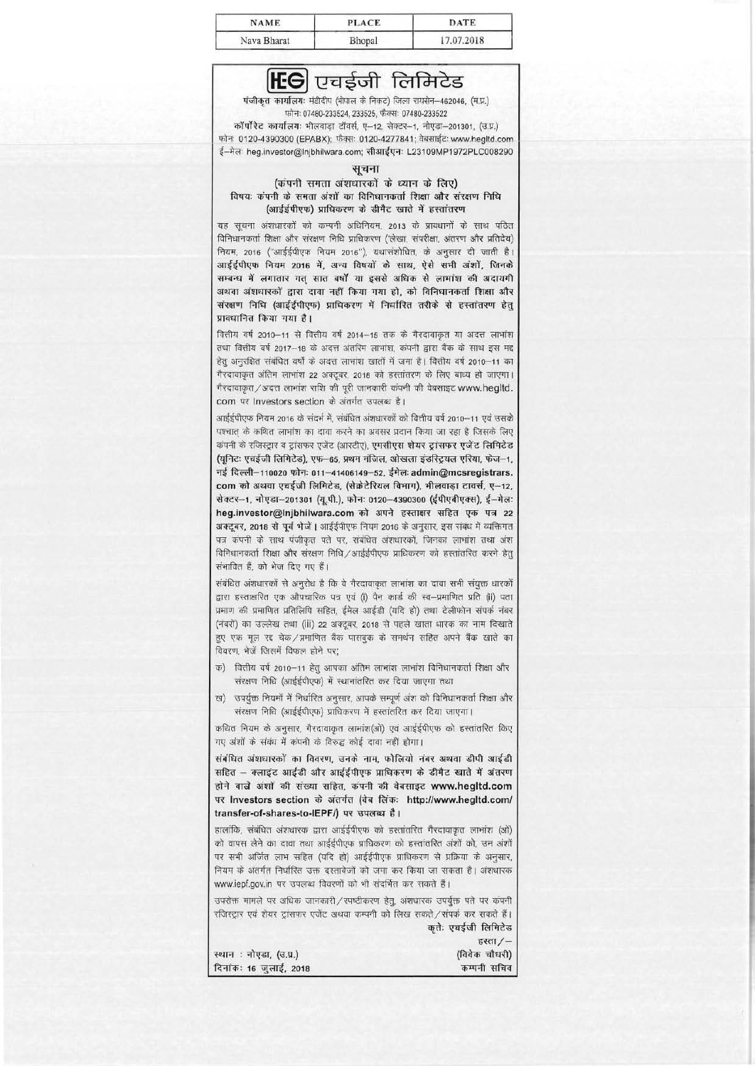| NAME | PLACE | DATE |
| --- | --- | --- |
| Nava Bharat | Bhopal | 17.07.2018 |

# HEG एचईजी लिमिटेड

पंजीकृत कार्यालयः मंडीदीप (भोपाल के निकट) जिला रायसेन–462046, (म.प्र.)
फोनः 07480-233524, 233525, फैक्सः 07480-233522
कॉर्पोरेट कार्यालयः भीलवाड़ा टॉवर्स, ए–12, सेक्टर–1, नोएडा–201301, (उ.प्र.)
फोनः 0120-4390300 (EPABX); फैक्सः 0120-4277841; वेबसाईटः www.hegltd.com
ई–मेलः heg.investor@lnjbhilwara.com; सीआईएनः L23109MP1972PLC008290

## सूचना

### (कंपनी समता अंशधारकों के ध्यान के लिए)

### विषयः कंपनी के समता अंशों का विनिधानकर्ता शिक्षा और संरक्षण निधि (आईईपीएफ) प्राधिकरण के डीमैट खाते में हस्तांतरण

यह सूचना अंशधारकों को कम्पनी अधिनियम, 2013 के प्रावधानों के साथ पठित विनिधानकर्ता शिक्षा और संरक्षण निधि प्राधिकरण ('लेखा, संपरीक्षा, अंतरण और प्रतिदेय) नियम, 2016 ("आईईपीएफ नियम 2016"), यथासंशोधित, के अनुसार दी जाती है। **आईईपीएफ नियम 2016 में, अन्य विषयों के साथ, ऐसे सभी अंशों, जिनके सम्बन्ध में लगातार गत् सात वर्षों या इससे अधिक से लाभांश की अदायगी अथवा अंशधारकों द्वारा दावा नहीं किया गया हो, को विनिधानकर्ता शिक्षा और संरक्षण निधि (आईईपीएफ) प्राधिकरण में निर्धारित तरीके से हस्तांतरण हेतु प्रावधानित किया गया है।**

वित्तीय वर्ष 2010–11 से वित्तीय वर्ष 2014–15 तक के गैरदावाकृत या अदत्त लाभांश तथा वित्तीय वर्ष 2017–18 के अदत्त अंतरिम लाभांश, कंपनी द्वारा बैंक के साथ इस मद हेतु अनुरक्षित संबंधित वर्षों के अदत्त लाभांश खातों में जमा है। वित्तीय वर्ष 2010–11 का गैरदावाकृत अंतिम लाभांश 22 अक्टूबर, 2018 को हस्तांतरण के लिए बाध्य हो जाएगा। गैरदावाकृत/अदत्त लाभांश राशि की पूरी जानकारी कंपनी की वेबसाइट www.hegltd.com पर Investors section के अंतर्गत उपलब्ध है।

आईईपीएफ नियम 2016 के संदर्भ में, संबंधित अंशधारकों को वित्तीय वर्ष 2010–11 एवं उसके पश्चात् के कथित लाभांश का दावा करने का अवसर प्रदान किया जा रहा है जिसके लिए कंपनी के रजिस्ट्रार व ट्रांसफर एजेंट (आरटीए), **एमसीएस शेयर ट्रांसफर एजेंट लिमिटेड (यूनिटः एचईजी लिमिटेड), एफ–65, प्रथम मंजिल, ओखला इंडस्ट्रियल एरिया, फेज–1, नई दिल्ली–110020 फोनः 011–41406149–52, ईमेलः admin@mcsregistrars.com को अथवा एचईजी लिमिटेड, (सेक्रेटेरियल विभाग), भीलवाड़ा टावर्स, ए–12, सेक्टर–1, नोएडा–201301 (यू.पी.), फोनः 0120–4390300 (ईपीएबीएक्स), ई–मेलः heg.investor@lnjbhilwara.com को अपने हस्ताक्षर सहित एक पत्र 22 अक्टूबर, 2018 से पूर्व भेजें।** आईईपीएफ नियम 2016 के अनुसार, इस संबंध में व्यक्तिगत पत्र कंपनी के साथ पंजीकृत पते पर, संबंधित अंशधारकों, जिनका लाभांश तथा अंश विनिधानकर्ता शिक्षा और संरक्षण निधि/आईईपीएफ प्राधिकरण को हस्तांतरित करने हेतु संभावित हैं, को भेज दिए गए हैं।

संबंधित अंशधारकों से अनुरोध है कि वे गैरदावाकृत लाभांश का दावा सभी संयुक्त धारकों द्वारा हस्ताक्षरित एक औपचारिक पत्र एवं (i) पैन कार्ड की स्व–प्रमाणित प्रति (ii) पता प्रमाण की प्रमाणित प्रतिलिपि सहित, ईमेल आईडी (यदि हो) तथा टेलीफोन संपर्क नंबर (नंबरों) का उल्लेख तथा (iii) 22 अक्टूबर, 2018 से पहले खाता धारक का नाम दिखाते हुए एक मूल रद्द चेक/प्रमाणित बैंक पासबुक के समर्थन सहित अपने बैंक खाते का विवरण, भेजें जिसमें विफल होने पर;

क) वित्तीय वर्ष 2010–11 हेतु आपका अंतिम लाभांश लाभांश विनिधानकर्ता शिक्षा और संरक्षण निधि (आईईपीएफ) में स्थानांतरित कर दिया जाएगा तथा

ख) उपर्युक्त नियमों में निर्धारित अनुसार, आपके सम्पूर्ण अंश को विनिधानकर्ता शिक्षा और संरक्षण निधि (आईईपीएफ) प्राधिकरण में हस्तांतरित कर दिया जाएगा।

कथित नियम के अनुसार, गैरदावाकृत लाभांश(ओं) एवं आईईपीएफ को हस्तांतरित किए गए अंशों के संबंध में कंपनी के विरुद्ध कोई दावा नहीं होगा।

**संबंधित अंशधारकों का विवरण, उनके नाम, फोलियो नंबर अथवा डीपी आईडी सहित – क्लाइंट आईडी और आईईपीएफ प्राधिकरण के डीमैट खाते में अंतरण होने वाले अंशों की संख्या सहित, कंपनी की वेबसाइट www.hegltd.com पर Investors section के अंतर्गत (वेब लिंकः http://www.hegltd.com/transfer-of-shares-to-IEPF/) पर उपलब्ध है।**

हालांकि, संबंधित अंशधारक द्वारा आईईपीएफ को हस्तांतरित गैरदावाकृत लाभांश (ओं) को वापस लेने का दावा तथा आईईपीएफ प्राधिकरण को हस्तांतरित अंशों को, उन अंशों पर सभी अर्जित लाभ सहित (यदि हो) आईईपीएफ प्राधिकरण से प्रक्रिया के अनुसार, नियम के अंतर्गत निर्धारित उक्त दस्तावेजों को जमा कर किया जा सकता है। अंशधारक www.iepf.gov.in पर उपलब्ध विवरणों को भी संदर्भित कर सकते हैं।

उपरोक्त मामले पर अधिक जानकारी/स्पष्टीकरण हेतु, अंशधारक उपर्युक्त पते पर कंपनी रजिस्ट्रार एवं शेयर ट्रांसफर एजेंट अथवा कम्पनी को लिख सकते/संपर्क कर सकते हैं।

कृतेः एचईजी लिमिटेड
हस्ता/–
(विवेक चौधरी)
कम्पनी सचिव

स्थान : नोएडा, (उ.प्र.)
दिनांकः 16 जुलाई, 2018